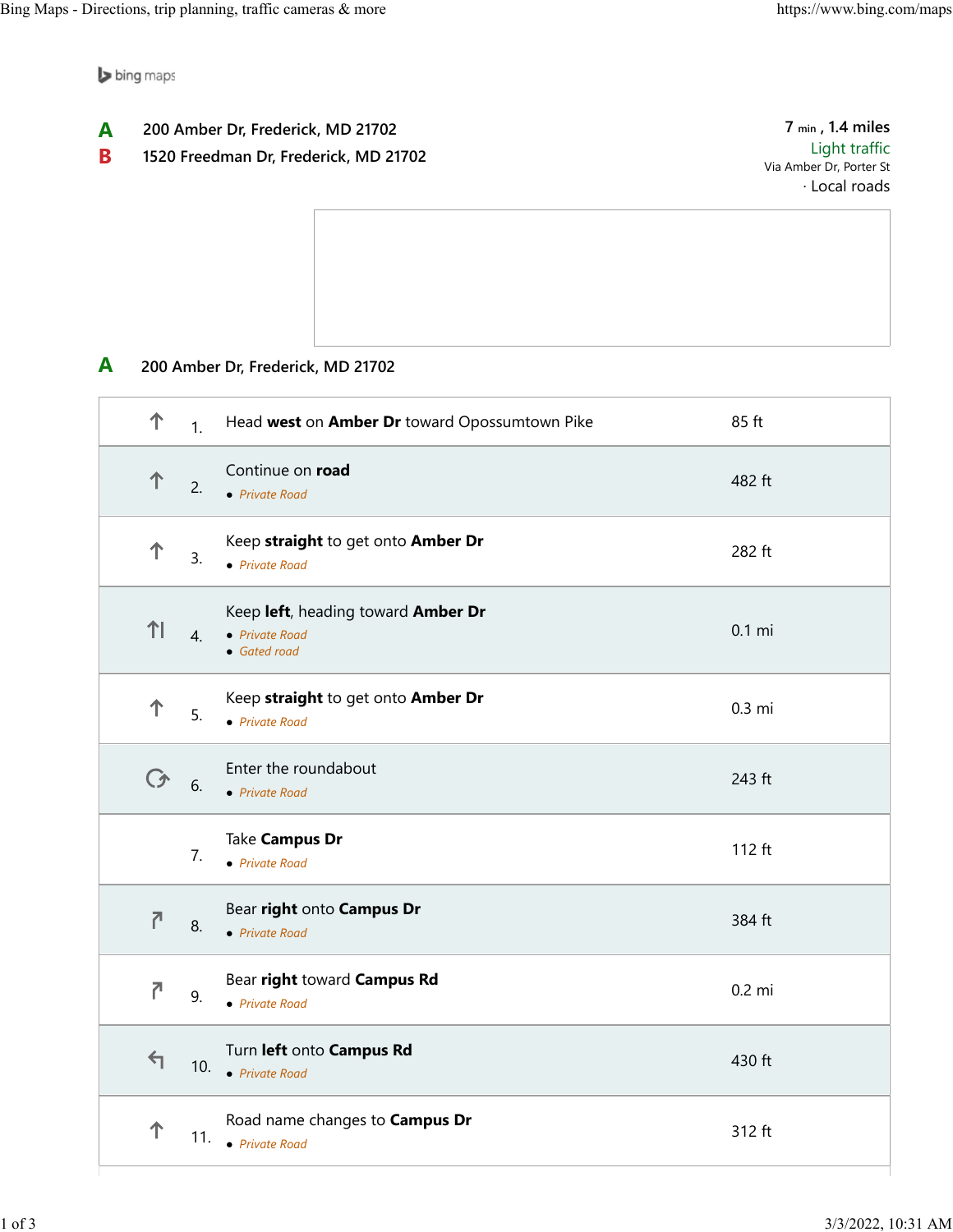bing maps

**A** 200 Amber Dr, Frederick, MD 21702

**B** 1520 Freedman Dr, Frederick, MD 21702

7 min , 1.4 miles
Light traffic
Via Amber Dr, Porter St
· Local roads

**A** 200 Amber Dr, Frederick, MD 21702

| | Step | Distance |
|---|---|---|
| 1. | Head **west** on **Amber Dr** toward Opossumtown Pike | 85 ft |
| 2. | Continue on **road**<br>• *Private Road* | 482 ft |
| 3. | Keep **straight** to get onto **Amber Dr**<br>• *Private Road* | 282 ft |
| 4. | Keep **left**, heading toward **Amber Dr**<br>• *Private Road*<br>• *Gated road* | 0.1 mi |
| 5. | Keep **straight** to get onto **Amber Dr**<br>• *Private Road* | 0.3 mi |
| 6. | Enter the roundabout<br>• *Private Road* | 243 ft |
| 7. | Take **Campus Dr**<br>• *Private Road* | 112 ft |
| 8. | Bear **right** onto **Campus Dr**<br>• *Private Road* | 384 ft |
| 9. | Bear **right** toward **Campus Rd**<br>• *Private Road* | 0.2 mi |
| 10. | Turn **left** onto **Campus Rd**<br>• *Private Road* | 430 ft |
| 11. | Road name changes to **Campus Dr**<br>• *Private Road* | 312 ft |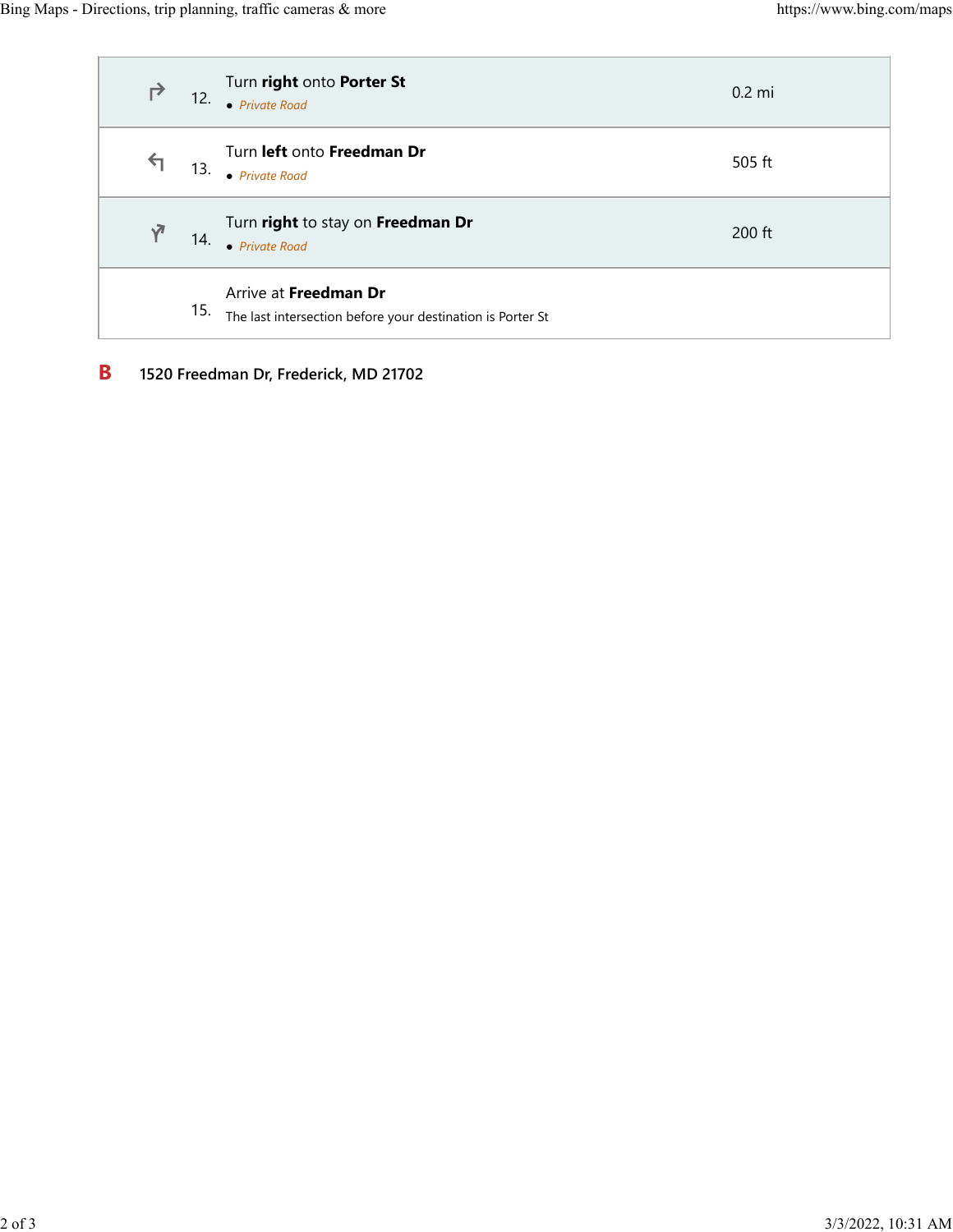| | Step | Direction | Distance |
|---|---|---|---|
| ↱ | 12. | Turn **right** onto **Porter St**<br>• *Private Road* | 0.2 mi |
| ↰ | 13. | Turn **left** onto **Freedman Dr**<br>• *Private Road* | 505 ft |
| ↱ | 14. | Turn **right** to stay on **Freedman Dr**<br>• *Private Road* | 200 ft |
| | 15. | Arrive at **Freedman Dr**<br>The last intersection before your destination is Porter St | |

**B** **1520 Freedman Dr, Frederick, MD 21702**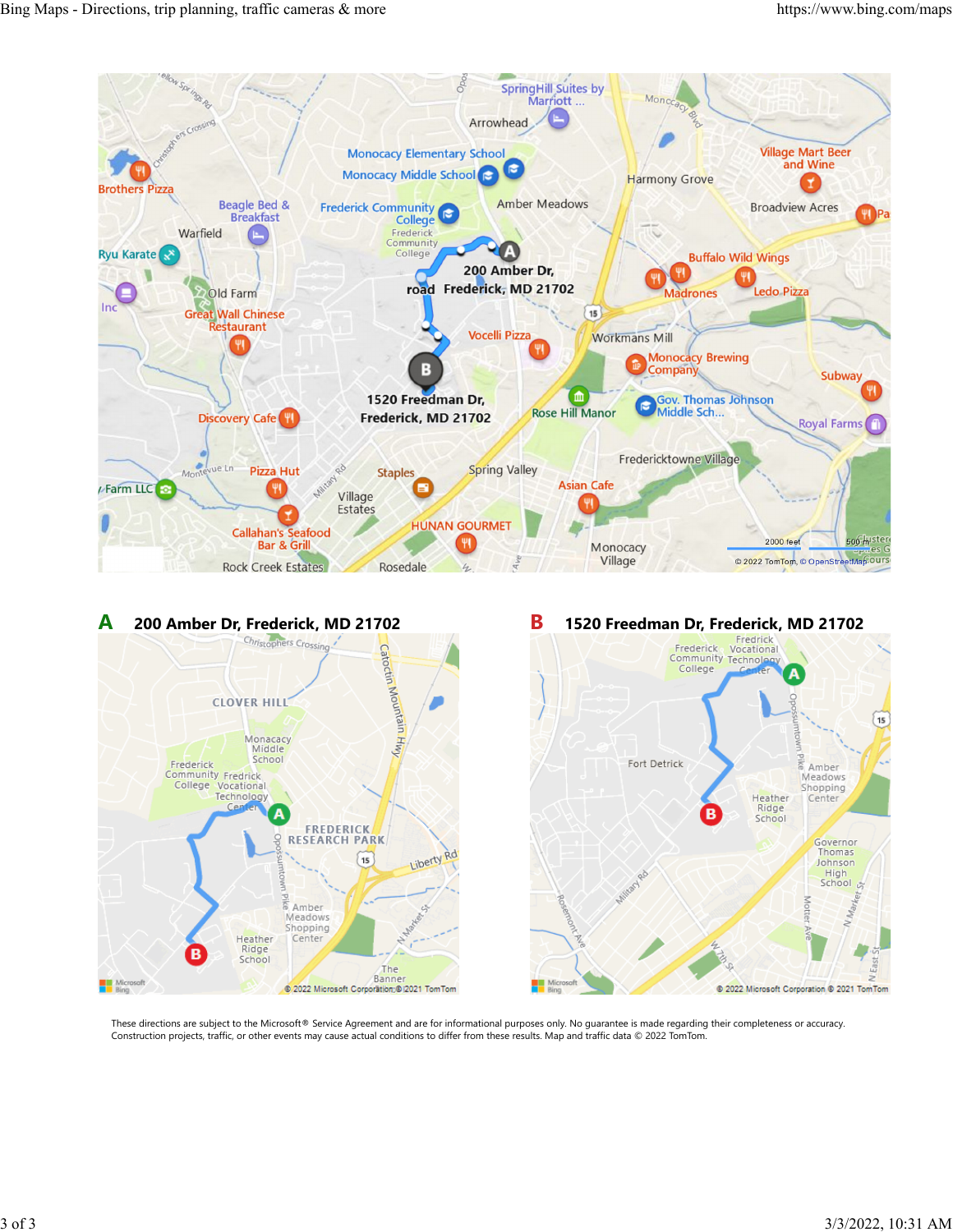### A 200 Amber Dr, Frederick, MD 21702

### B 1520 Freedman Dr, Frederick, MD 21702

These directions are subject to the Microsoft® Service Agreement and are for informational purposes only. No guarantee is made regarding their completeness or accuracy. Construction projects, traffic, or other events may cause actual conditions to differ from these results. Map and traffic data © 2022 TomTom.